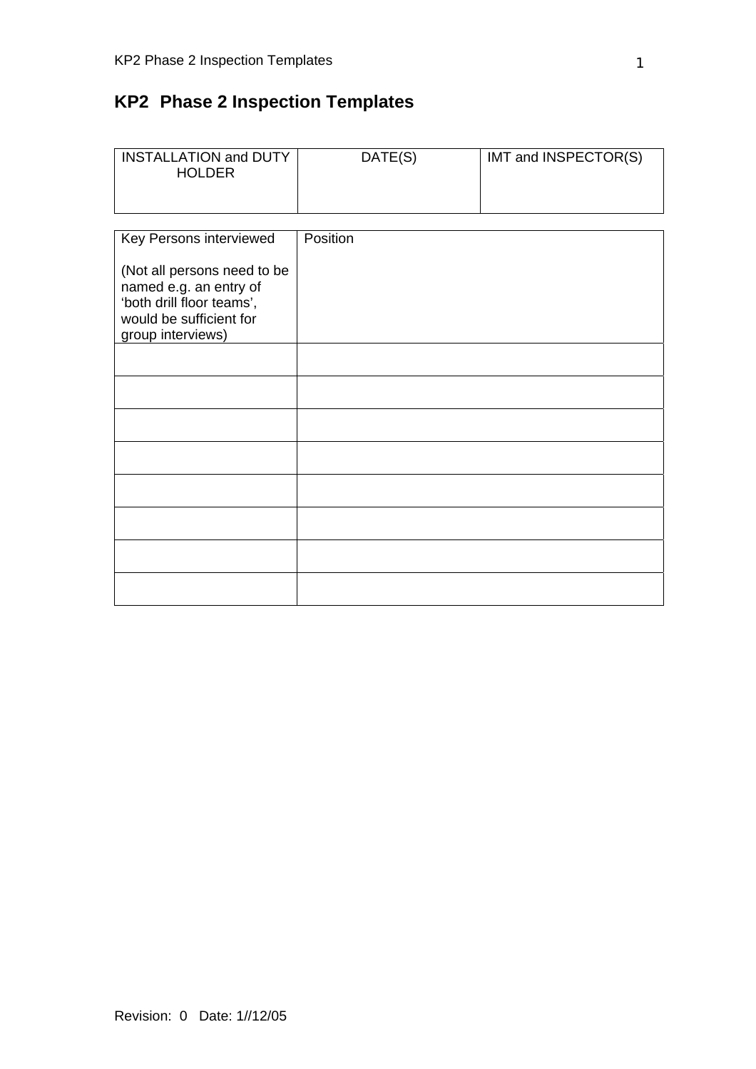# KP2 Phase 2 Inspection Templates

| INSTALLATION and DUTY HOLDER | DATE(S) | IMT and INSPECTOR(S) |
|---|---|---|
| | | |

| Key Persons interviewed<br><br>(Not all persons need to be named e.g. an entry of ‘both drill floor teams’, would be sufficient for group interviews) | Position |
|---|---|
| | |
| | |
| | |
| | |
| | |
| | |
| | |
| | |

Revision: 0 Date: 1//12/05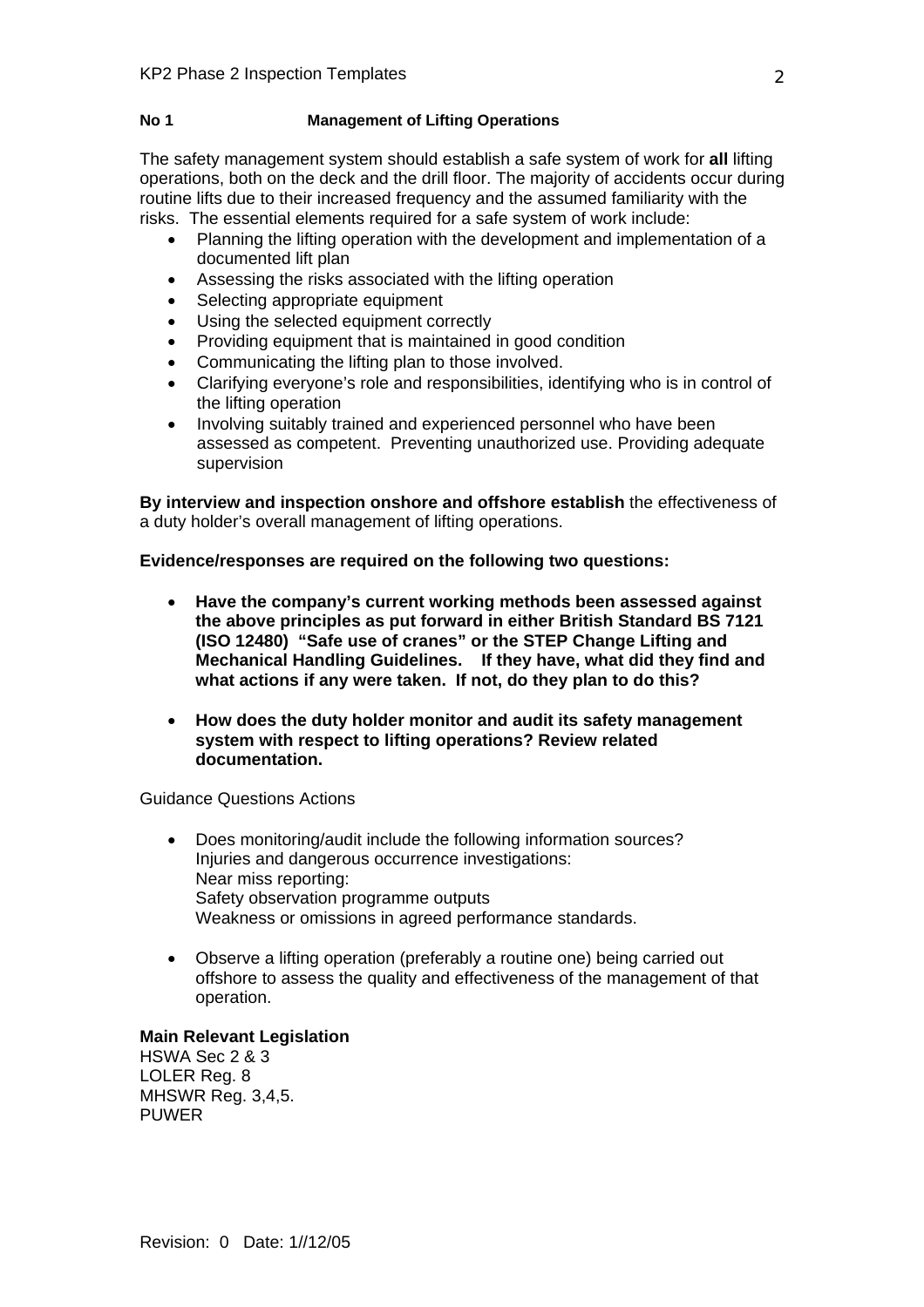**No 1 Management of Lifting Operations**

The safety management system should establish a safe system of work for **all** lifting operations, both on the deck and the drill floor. The majority of accidents occur during routine lifts due to their increased frequency and the assumed familiarity with the risks. The essential elements required for a safe system of work include:

- Planning the lifting operation with the development and implementation of a documented lift plan
- Assessing the risks associated with the lifting operation
- Selecting appropriate equipment
- Using the selected equipment correctly
- Providing equipment that is maintained in good condition
- Communicating the lifting plan to those involved.
- Clarifying everyone's role and responsibilities, identifying who is in control of the lifting operation
- Involving suitably trained and experienced personnel who have been assessed as competent. Preventing unauthorized use. Providing adequate supervision

**By interview and inspection onshore and offshore establish** the effectiveness of a duty holder's overall management of lifting operations.

**Evidence/responses are required on the following two questions:**

- **Have the company's current working methods been assessed against the above principles as put forward in either British Standard BS 7121 (ISO 12480) "Safe use of cranes" or the STEP Change Lifting and Mechanical Handling Guidelines. If they have, what did they find and what actions if any were taken. If not, do they plan to do this?**
- **How does the duty holder monitor and audit its safety management system with respect to lifting operations? Review related documentation.**

Guidance Questions Actions

- Does monitoring/audit include the following information sources?
  Injuries and dangerous occurrence investigations:
  Near miss reporting:
  Safety observation programme outputs
  Weakness or omissions in agreed performance standards.
- Observe a lifting operation (preferably a routine one) being carried out offshore to assess the quality and effectiveness of the management of that operation.

**Main Relevant Legislation**

HSWA Sec 2 & 3
LOLER Reg. 8
MHSWR Reg. 3,4,5.
PUWER

Revision: 0 Date: 1//12/05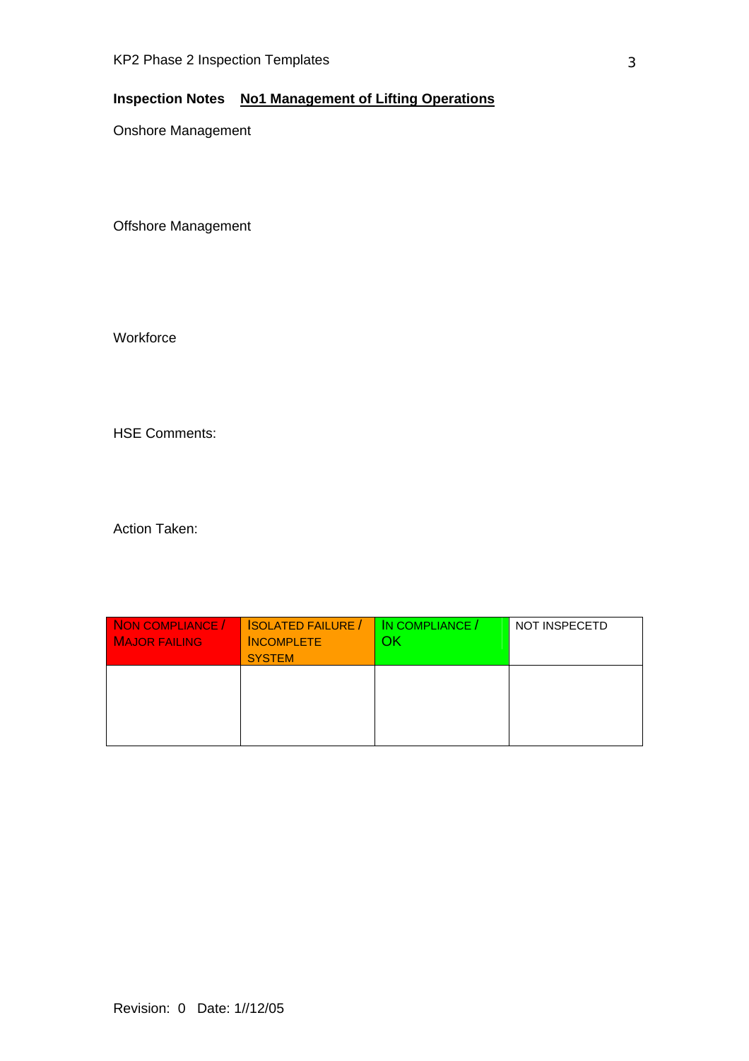**Inspection Notes** **No1 Management of Lifting Operations**

Onshore Management

Offshore Management

Workforce

HSE Comments:

Action Taken:

| NON COMPLIANCE / MAJOR FAILING | ISOLATED FAILURE / INCOMPLETE SYSTEM | IN COMPLIANCE / OK | NOT INSPECETD |
|---|---|---|---|
| | | | |

Revision: 0 Date: 1//12/05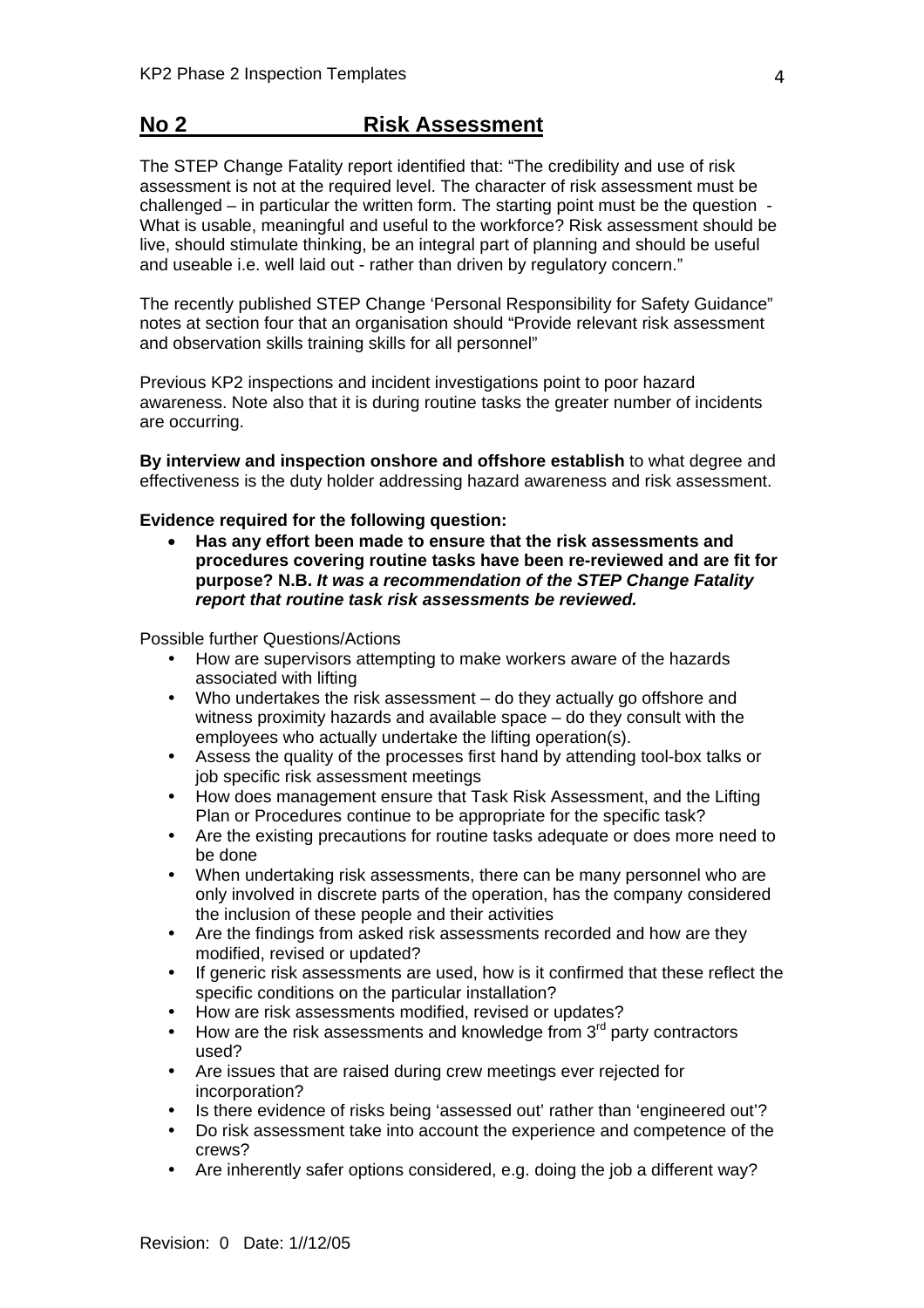## No 2 Risk Assessment

The STEP Change Fatality report identified that: "The credibility and use of risk assessment is not at the required level. The character of risk assessment must be challenged – in particular the written form. The starting point must be the question - What is usable, meaningful and useful to the workforce? Risk assessment should be live, should stimulate thinking, be an integral part of planning and should be useful and useable i.e. well laid out - rather than driven by regulatory concern."

The recently published STEP Change 'Personal Responsibility for Safety Guidance" notes at section four that an organisation should "Provide relevant risk assessment and observation skills training skills for all personnel"

Previous KP2 inspections and incident investigations point to poor hazard awareness. Note also that it is during routine tasks the greater number of incidents are occurring.

**By interview and inspection onshore and offshore establish** to what degree and effectiveness is the duty holder addressing hazard awareness and risk assessment.

**Evidence required for the following question:**

- **Has any effort been made to ensure that the risk assessments and procedures covering routine tasks have been re-reviewed and are fit for purpose? N.B.** ***It was a recommendation of the STEP Change Fatality report that routine task risk assessments be reviewed.***

Possible further Questions/Actions

- How are supervisors attempting to make workers aware of the hazards associated with lifting
- Who undertakes the risk assessment – do they actually go offshore and witness proximity hazards and available space – do they consult with the employees who actually undertake the lifting operation(s).
- Assess the quality of the processes first hand by attending tool-box talks or job specific risk assessment meetings
- How does management ensure that Task Risk Assessment, and the Lifting Plan or Procedures continue to be appropriate for the specific task?
- Are the existing precautions for routine tasks adequate or does more need to be done
- When undertaking risk assessments, there can be many personnel who are only involved in discrete parts of the operation, has the company considered the inclusion of these people and their activities
- Are the findings from asked risk assessments recorded and how are they modified, revised or updated?
- If generic risk assessments are used, how is it confirmed that these reflect the specific conditions on the particular installation?
- How are risk assessments modified, revised or updates?
- How are the risk assessments and knowledge from 3rd party contractors used?
- Are issues that are raised during crew meetings ever rejected for incorporation?
- Is there evidence of risks being 'assessed out' rather than 'engineered out'?
- Do risk assessment take into account the experience and competence of the crews?
- Are inherently safer options considered, e.g. doing the job a different way?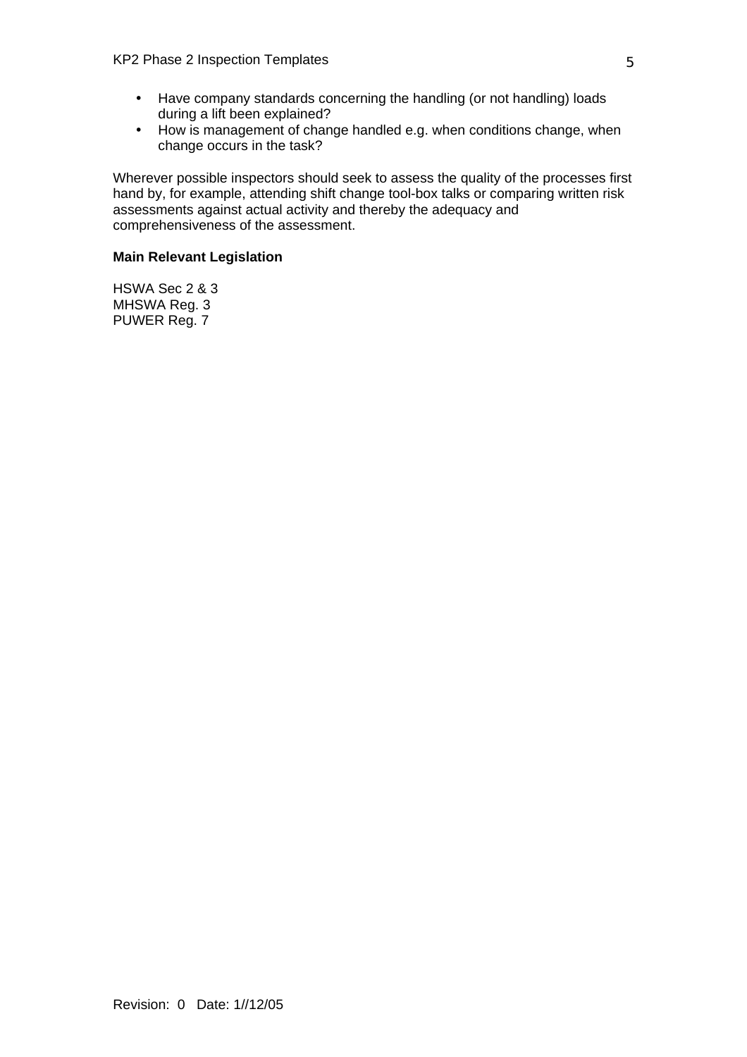- Have company standards concerning the handling (or not handling) loads during a lift been explained?
- How is management of change handled e.g. when conditions change, when change occurs in the task?

Wherever possible inspectors should seek to assess the quality of the processes first hand by, for example, attending shift change tool-box talks or comparing written risk assessments against actual activity and thereby the adequacy and comprehensiveness of the assessment.

**Main Relevant Legislation**

HSWA Sec 2 & 3
MHSWA Reg. 3
PUWER Reg. 7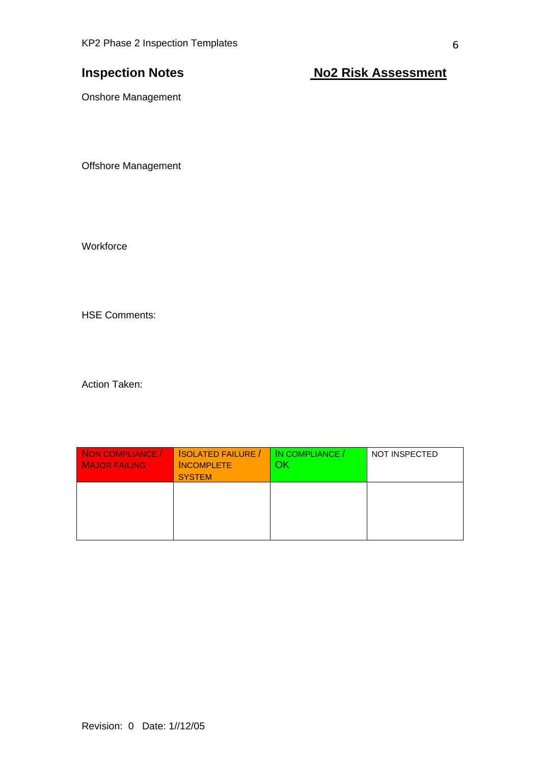## Inspection Notes

## No2 Risk Assessment

Onshore Management

Offshore Management

Workforce

HSE Comments:

Action Taken:

| NON COMPLIANCE / MAJOR FAILING | ISOLATED FAILURE / INCOMPLETE SYSTEM | IN COMPLIANCE / OK | NOT INSPECTED |
|---|---|---|---|
| | | | |

Revision: 0 Date: 1//12/05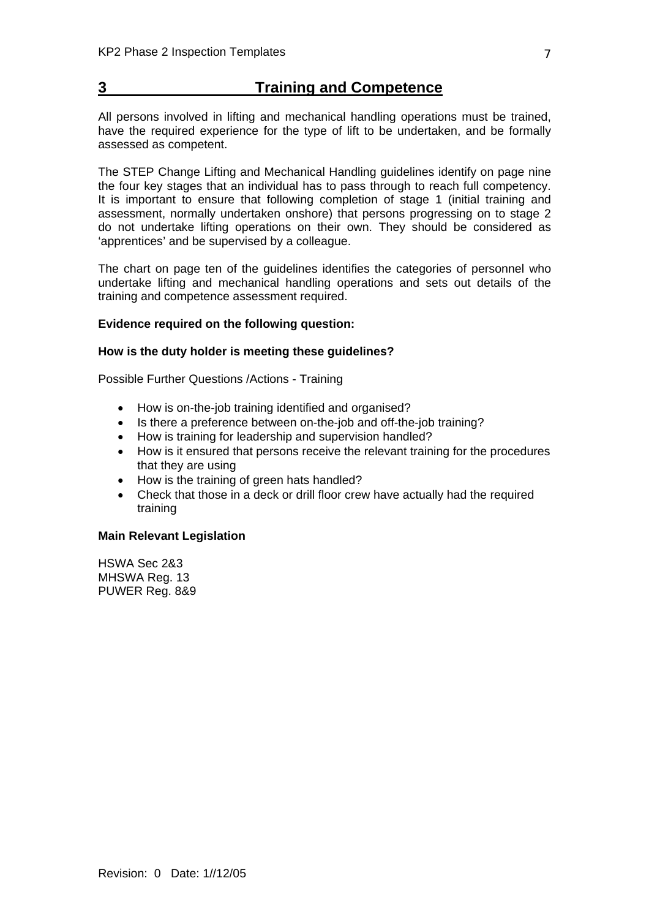# 3 Training and Competence

All persons involved in lifting and mechanical handling operations must be trained, have the required experience for the type of lift to be undertaken, and be formally assessed as competent.

The STEP Change Lifting and Mechanical Handling guidelines identify on page nine the four key stages that an individual has to pass through to reach full competency. It is important to ensure that following completion of stage 1 (initial training and assessment, normally undertaken onshore) that persons progressing on to stage 2 do not undertake lifting operations on their own. They should be considered as 'apprentices' and be supervised by a colleague.

The chart on page ten of the guidelines identifies the categories of personnel who undertake lifting and mechanical handling operations and sets out details of the training and competence assessment required.

**Evidence required on the following question:**

**How is the duty holder is meeting these guidelines?**

Possible Further Questions /Actions - Training

- How is on-the-job training identified and organised?
- Is there a preference between on-the-job and off-the-job training?
- How is training for leadership and supervision handled?
- How is it ensured that persons receive the relevant training for the procedures that they are using
- How is the training of green hats handled?
- Check that those in a deck or drill floor crew have actually had the required training

**Main Relevant Legislation**

HSWA Sec 2&3
MHSWA Reg. 13
PUWER Reg. 8&9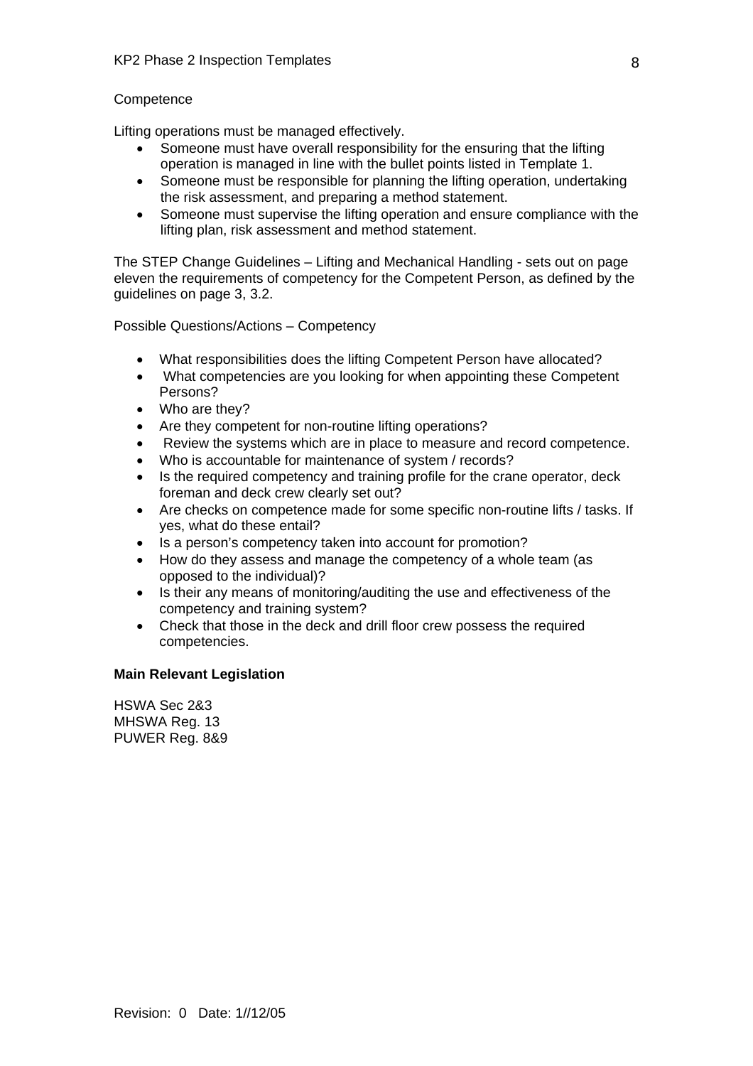Competence

Lifting operations must be managed effectively.

- Someone must have overall responsibility for the ensuring that the lifting operation is managed in line with the bullet points listed in Template 1.
- Someone must be responsible for planning the lifting operation, undertaking the risk assessment, and preparing a method statement.
- Someone must supervise the lifting operation and ensure compliance with the lifting plan, risk assessment and method statement.

The STEP Change Guidelines – Lifting and Mechanical Handling - sets out on page eleven the requirements of competency for the Competent Person, as defined by the guidelines on page 3, 3.2.

Possible Questions/Actions – Competency

- What responsibilities does the lifting Competent Person have allocated?
- What competencies are you looking for when appointing these Competent Persons?
- Who are they?
- Are they competent for non-routine lifting operations?
- Review the systems which are in place to measure and record competence.
- Who is accountable for maintenance of system / records?
- Is the required competency and training profile for the crane operator, deck foreman and deck crew clearly set out?
- Are checks on competence made for some specific non-routine lifts / tasks. If yes, what do these entail?
- Is a person's competency taken into account for promotion?
- How do they assess and manage the competency of a whole team (as opposed to the individual)?
- Is their any means of monitoring/auditing the use and effectiveness of the competency and training system?
- Check that those in the deck and drill floor crew possess the required competencies.

**Main Relevant Legislation**

HSWA Sec 2&3
MHSWA Reg. 13
PUWER Reg. 8&9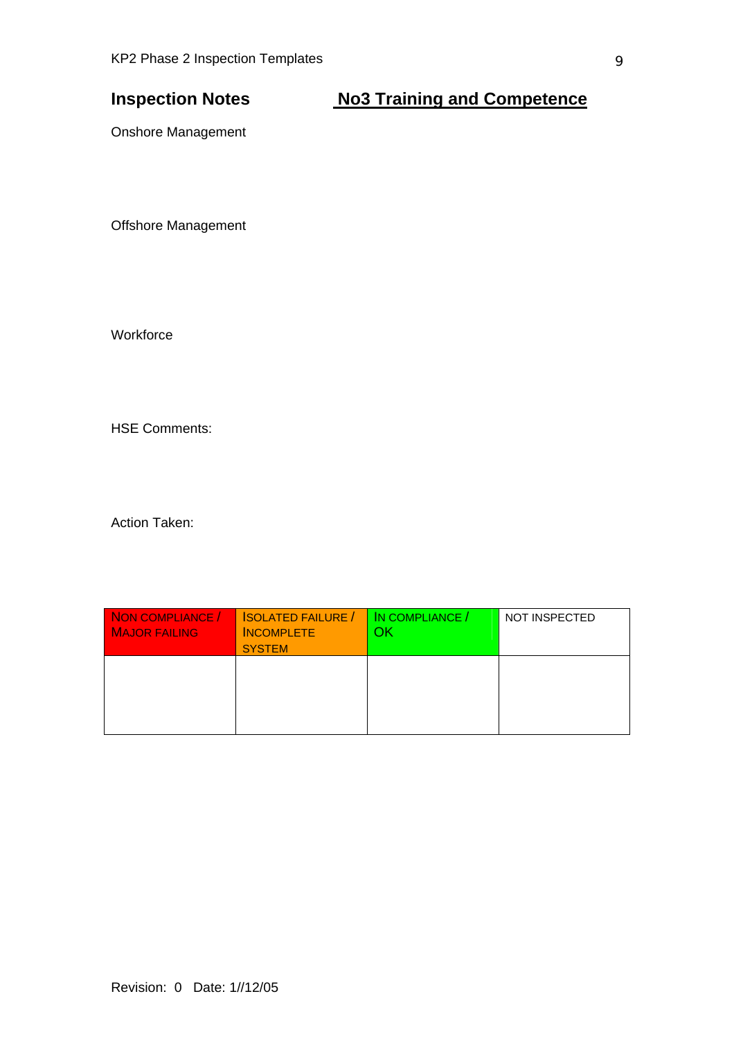## Inspection Notes — No3 Training and Competence

Onshore Management

Offshore Management

Workforce

HSE Comments:

Action Taken:

| NON COMPLIANCE / MAJOR FAILING | ISOLATED FAILURE / INCOMPLETE SYSTEM | IN COMPLIANCE / OK | NOT INSPECTED |
|---|---|---|---|
| | | | |

Revision: 0 Date: 1//12/05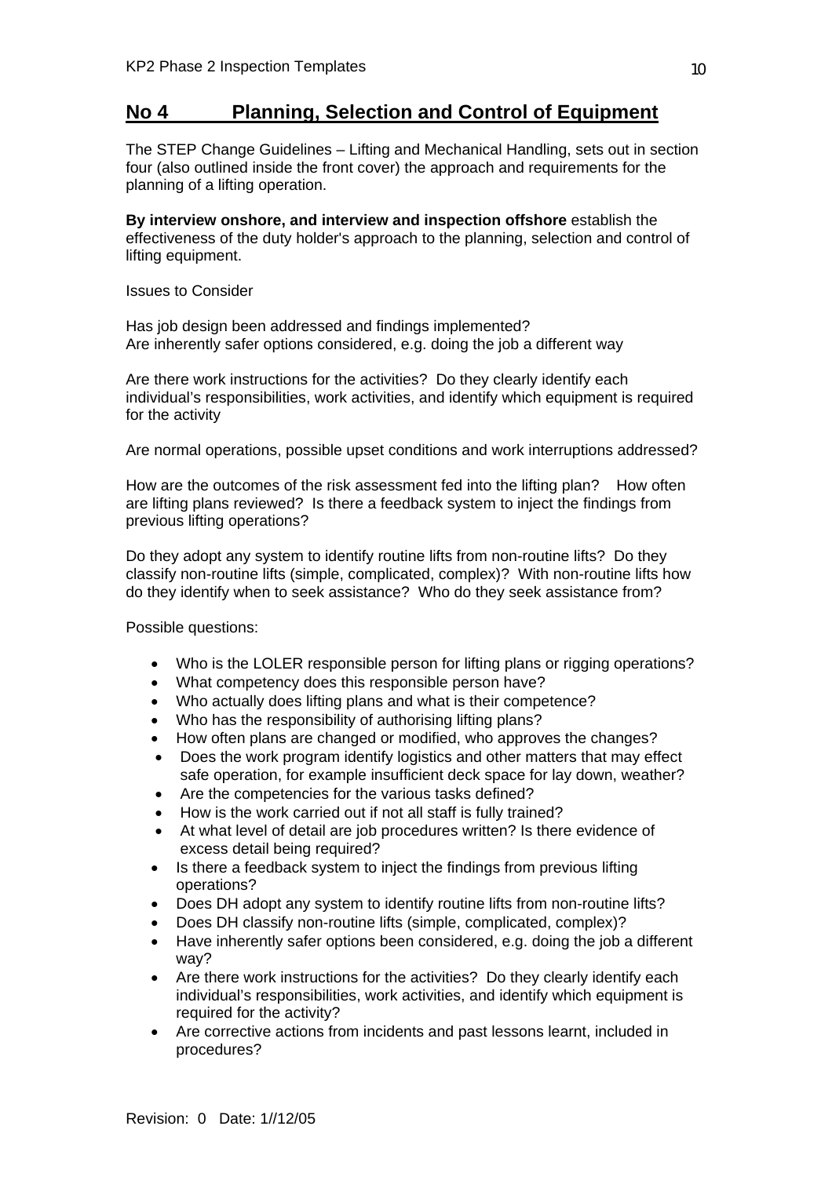## No 4 Planning, Selection and Control of Equipment

The STEP Change Guidelines – Lifting and Mechanical Handling, sets out in section four (also outlined inside the front cover) the approach and requirements for the planning of a lifting operation.

**By interview onshore, and interview and inspection offshore** establish the effectiveness of the duty holder's approach to the planning, selection and control of lifting equipment.

Issues to Consider

Has job design been addressed and findings implemented?
Are inherently safer options considered, e.g. doing the job a different way

Are there work instructions for the activities? Do they clearly identify each individual's responsibilities, work activities, and identify which equipment is required for the activity

Are normal operations, possible upset conditions and work interruptions addressed?

How are the outcomes of the risk assessment fed into the lifting plan? How often are lifting plans reviewed? Is there a feedback system to inject the findings from previous lifting operations?

Do they adopt any system to identify routine lifts from non-routine lifts? Do they classify non-routine lifts (simple, complicated, complex)? With non-routine lifts how do they identify when to seek assistance? Who do they seek assistance from?

Possible questions:

- Who is the LOLER responsible person for lifting plans or rigging operations?
- What competency does this responsible person have?
- Who actually does lifting plans and what is their competence?
- Who has the responsibility of authorising lifting plans?
- How often plans are changed or modified, who approves the changes?
- Does the work program identify logistics and other matters that may effect safe operation, for example insufficient deck space for lay down, weather?
- Are the competencies for the various tasks defined?
- How is the work carried out if not all staff is fully trained?
- At what level of detail are job procedures written? Is there evidence of excess detail being required?
- Is there a feedback system to inject the findings from previous lifting operations?
- Does DH adopt any system to identify routine lifts from non-routine lifts?
- Does DH classify non-routine lifts (simple, complicated, complex)?
- Have inherently safer options been considered, e.g. doing the job a different way?
- Are there work instructions for the activities? Do they clearly identify each individual's responsibilities, work activities, and identify which equipment is required for the activity?
- Are corrective actions from incidents and past lessons learnt, included in procedures?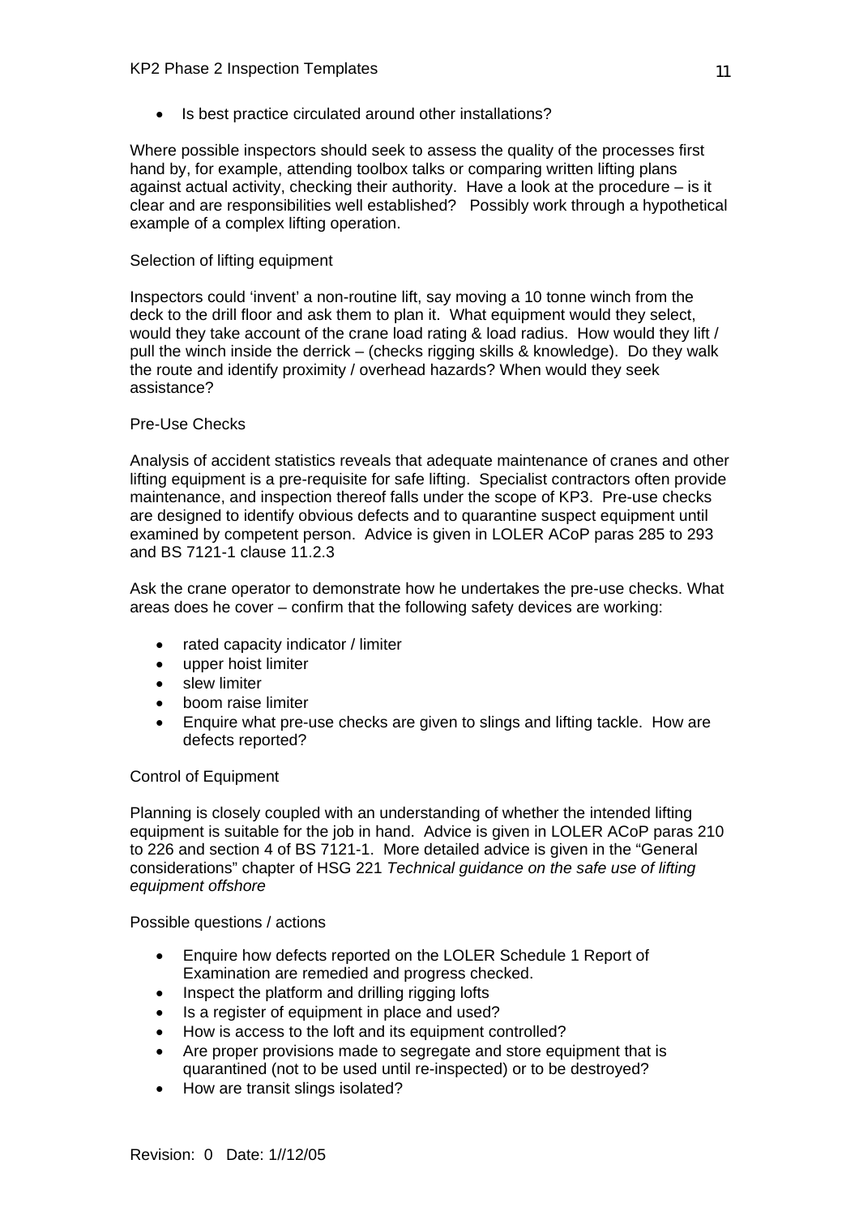- Is best practice circulated around other installations?

Where possible inspectors should seek to assess the quality of the processes first hand by, for example, attending toolbox talks or comparing written lifting plans against actual activity, checking their authority. Have a look at the procedure – is it clear and are responsibilities well established? Possibly work through a hypothetical example of a complex lifting operation.

Selection of lifting equipment

Inspectors could 'invent' a non-routine lift, say moving a 10 tonne winch from the deck to the drill floor and ask them to plan it. What equipment would they select, would they take account of the crane load rating & load radius. How would they lift / pull the winch inside the derrick – (checks rigging skills & knowledge). Do they walk the route and identify proximity / overhead hazards? When would they seek assistance?

Pre-Use Checks

Analysis of accident statistics reveals that adequate maintenance of cranes and other lifting equipment is a pre-requisite for safe lifting. Specialist contractors often provide maintenance, and inspection thereof falls under the scope of KP3. Pre-use checks are designed to identify obvious defects and to quarantine suspect equipment until examined by competent person. Advice is given in LOLER ACoP paras 285 to 293 and BS 7121-1 clause 11.2.3

Ask the crane operator to demonstrate how he undertakes the pre-use checks. What areas does he cover – confirm that the following safety devices are working:

- rated capacity indicator / limiter
- upper hoist limiter
- slew limiter
- boom raise limiter
- Enquire what pre-use checks are given to slings and lifting tackle. How are defects reported?

Control of Equipment

Planning is closely coupled with an understanding of whether the intended lifting equipment is suitable for the job in hand. Advice is given in LOLER ACoP paras 210 to 226 and section 4 of BS 7121-1. More detailed advice is given in the "General considerations" chapter of HSG 221 *Technical guidance on the safe use of lifting equipment offshore*

Possible questions / actions

- Enquire how defects reported on the LOLER Schedule 1 Report of Examination are remedied and progress checked.
- Inspect the platform and drilling rigging lofts
- Is a register of equipment in place and used?
- How is access to the loft and its equipment controlled?
- Are proper provisions made to segregate and store equipment that is quarantined (not to be used until re-inspected) or to be destroyed?
- How are transit slings isolated?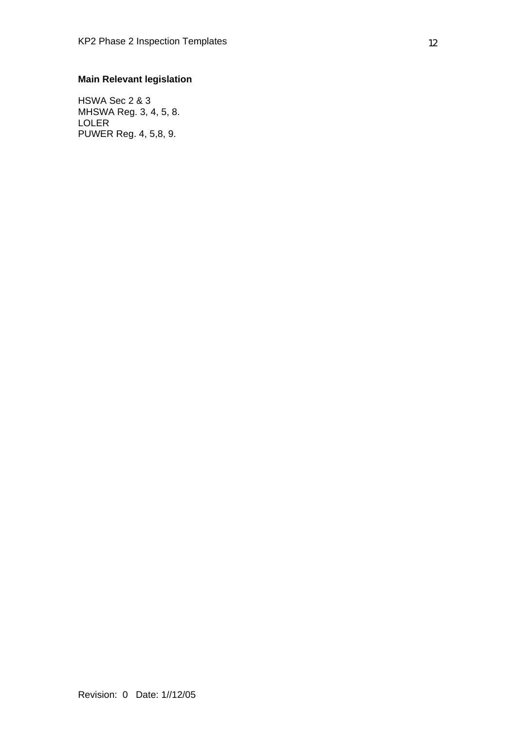**Main Relevant legislation**

HSWA Sec 2 & 3
MHSWA Reg. 3, 4, 5, 8.
LOLER
PUWER Reg. 4, 5,8, 9.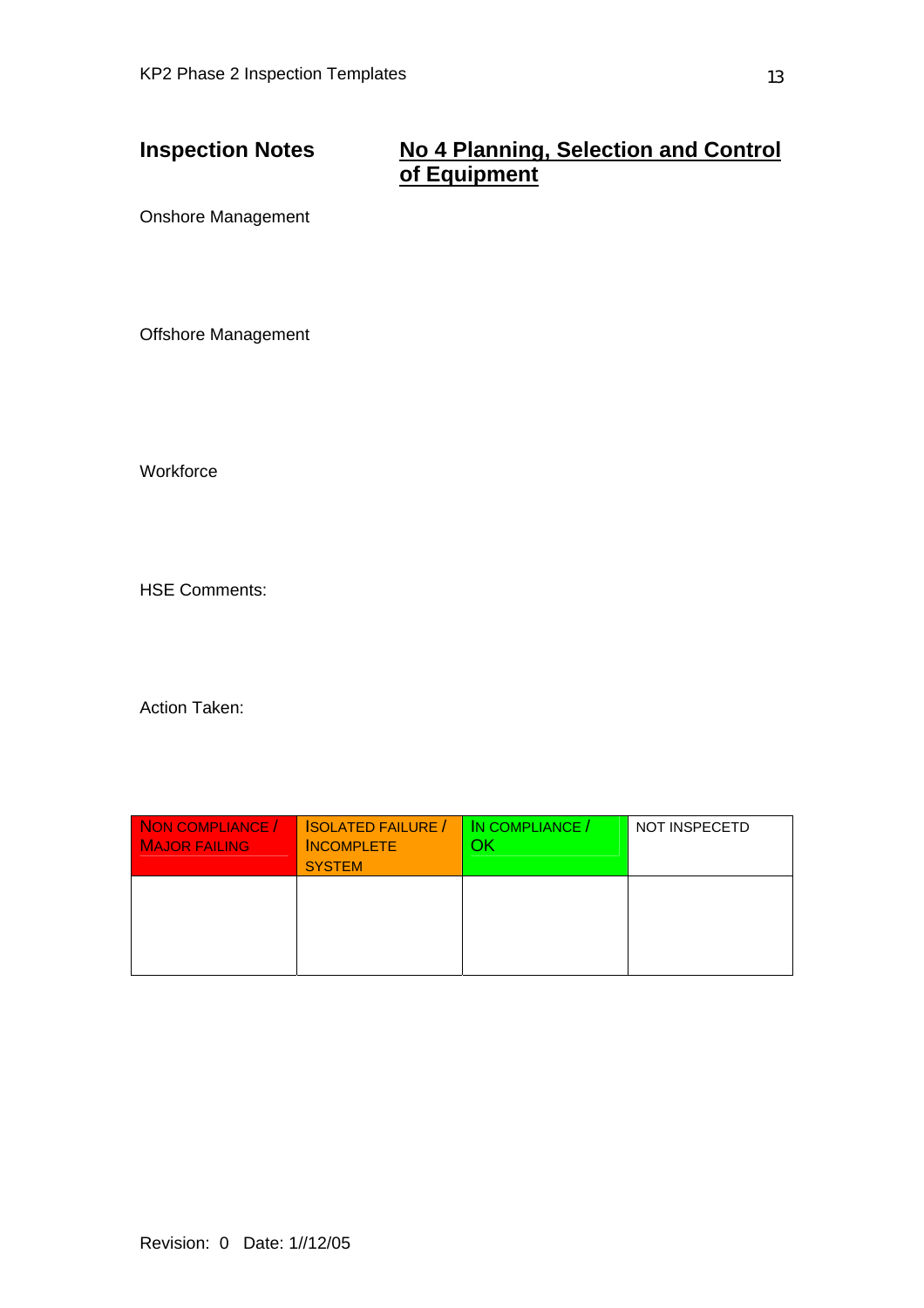**Inspection Notes** **No 4 Planning, Selection and Control of Equipment**

Onshore Management

Offshore Management

Workforce

HSE Comments:

Action Taken:

| NON COMPLIANCE / MAJOR FAILING | ISOLATED FAILURE / INCOMPLETE SYSTEM | IN COMPLIANCE / OK | NOT INSPECETD |
| --- | --- | --- | --- |
| | | | |

Revision: 0 Date: 1//12/05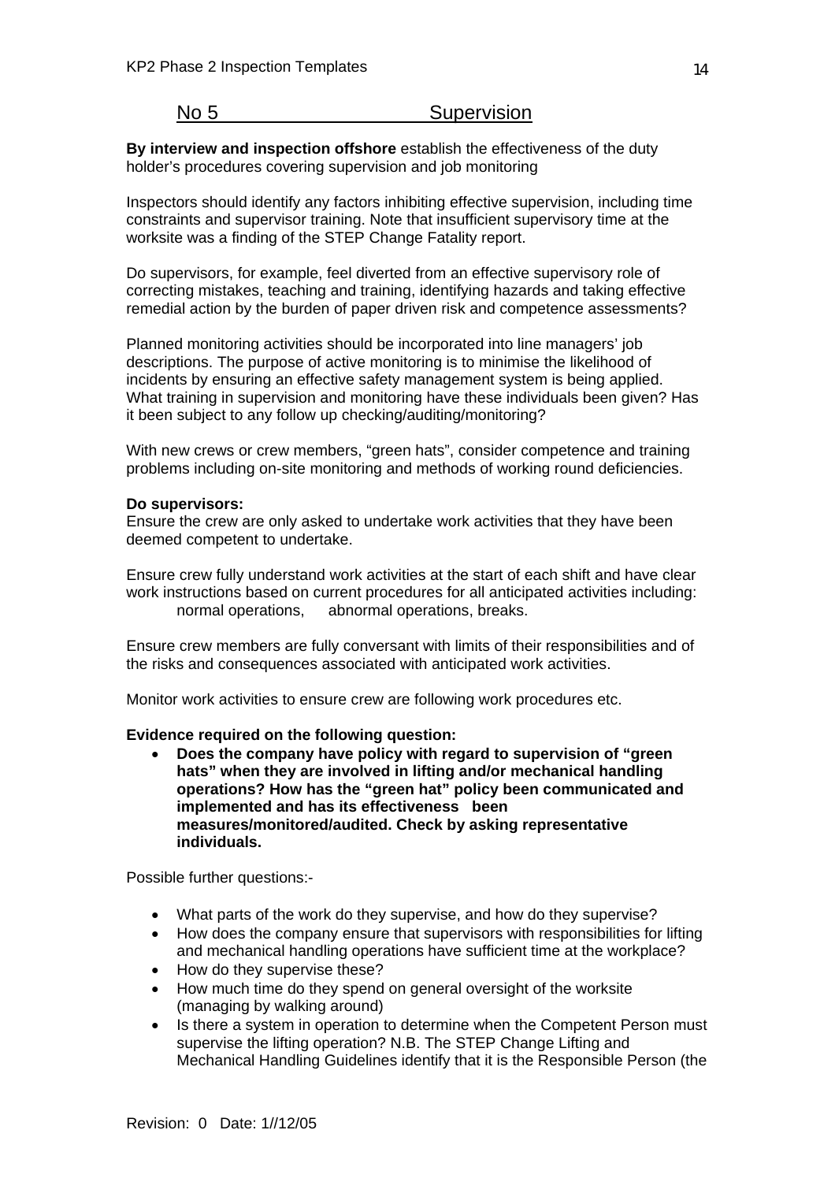## No 5 Supervision

**By interview and inspection offshore** establish the effectiveness of the duty holder's procedures covering supervision and job monitoring

Inspectors should identify any factors inhibiting effective supervision, including time constraints and supervisor training. Note that insufficient supervisory time at the worksite was a finding of the STEP Change Fatality report.

Do supervisors, for example, feel diverted from an effective supervisory role of correcting mistakes, teaching and training, identifying hazards and taking effective remedial action by the burden of paper driven risk and competence assessments?

Planned monitoring activities should be incorporated into line managers' job descriptions. The purpose of active monitoring is to minimise the likelihood of incidents by ensuring an effective safety management system is being applied. What training in supervision and monitoring have these individuals been given? Has it been subject to any follow up checking/auditing/monitoring?

With new crews or crew members, "green hats", consider competence and training problems including on-site monitoring and methods of working round deficiencies.

**Do supervisors:**

Ensure the crew are only asked to undertake work activities that they have been deemed competent to undertake.

Ensure crew fully understand work activities at the start of each shift and have clear work instructions based on current procedures for all anticipated activities including: normal operations, abnormal operations, breaks.

Ensure crew members are fully conversant with limits of their responsibilities and of the risks and consequences associated with anticipated work activities.

Monitor work activities to ensure crew are following work procedures etc.

**Evidence required on the following question:**

- **Does the company have policy with regard to supervision of "green hats" when they are involved in lifting and/or mechanical handling operations? How has the "green hat" policy been communicated and implemented and has its effectiveness been measures/monitored/audited. Check by asking representative individuals.**

Possible further questions:-

- What parts of the work do they supervise, and how do they supervise?
- How does the company ensure that supervisors with responsibilities for lifting and mechanical handling operations have sufficient time at the workplace?
- How do they supervise these?
- How much time do they spend on general oversight of the worksite (managing by walking around)
- Is there a system in operation to determine when the Competent Person must supervise the lifting operation? N.B. The STEP Change Lifting and Mechanical Handling Guidelines identify that it is the Responsible Person (the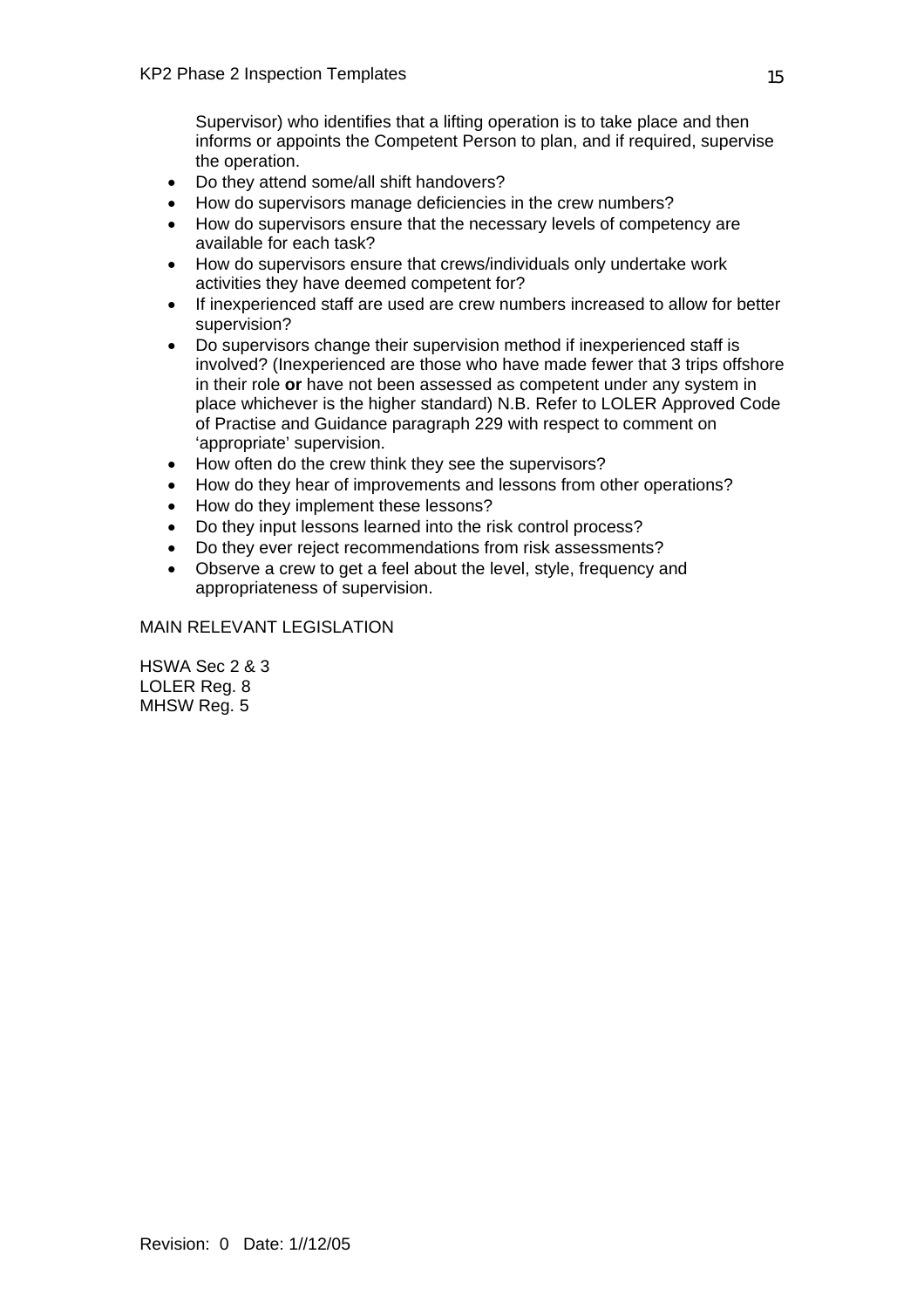Supervisor) who identifies that a lifting operation is to take place and then informs or appoints the Competent Person to plan, and if required, supervise the operation.

- Do they attend some/all shift handovers?
- How do supervisors manage deficiencies in the crew numbers?
- How do supervisors ensure that the necessary levels of competency are available for each task?
- How do supervisors ensure that crews/individuals only undertake work activities they have deemed competent for?
- If inexperienced staff are used are crew numbers increased to allow for better supervision?
- Do supervisors change their supervision method if inexperienced staff is involved? (Inexperienced are those who have made fewer that 3 trips offshore in their role **or** have not been assessed as competent under any system in place whichever is the higher standard) N.B. Refer to LOLER Approved Code of Practise and Guidance paragraph 229 with respect to comment on 'appropriate' supervision.
- How often do the crew think they see the supervisors?
- How do they hear of improvements and lessons from other operations?
- How do they implement these lessons?
- Do they input lessons learned into the risk control process?
- Do they ever reject recommendations from risk assessments?
- Observe a crew to get a feel about the level, style, frequency and appropriateness of supervision.

MAIN RELEVANT LEGISLATION

HSWA Sec 2 & 3
LOLER Reg. 8
MHSW Reg. 5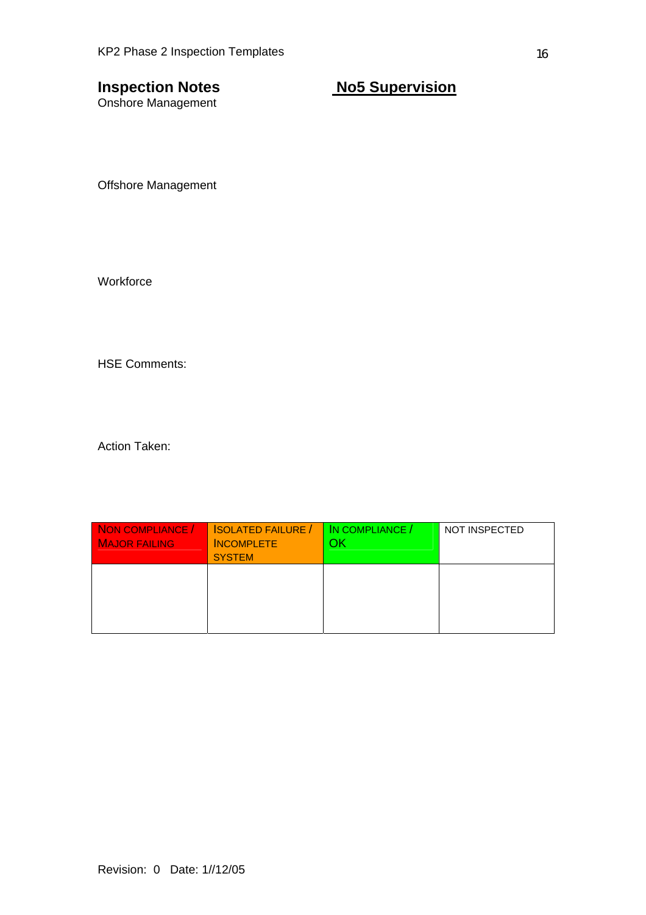## Inspection Notes

## No5 Supervision

Onshore Management

Offshore Management

Workforce

HSE Comments:

Action Taken:

| NON COMPLIANCE / MAJOR FAILING | ISOLATED FAILURE / INCOMPLETE SYSTEM | IN COMPLIANCE / OK | NOT INSPECTED |
|---|---|---|---|
| | | | |

Revision: 0 Date: 1//12/05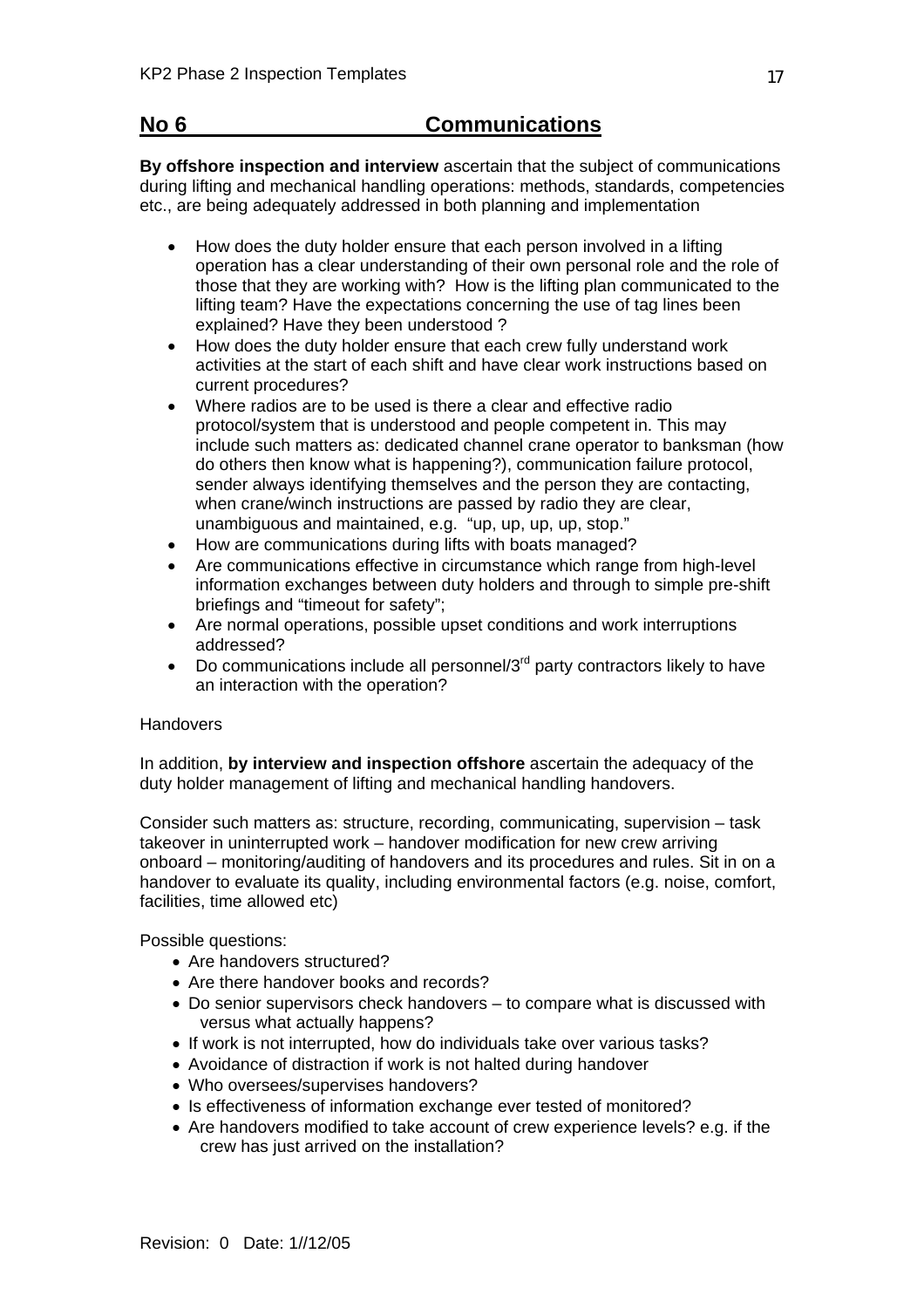## No 6 Communications

**By offshore inspection and interview** ascertain that the subject of communications during lifting and mechanical handling operations: methods, standards, competencies etc., are being adequately addressed in both planning and implementation

- How does the duty holder ensure that each person involved in a lifting operation has a clear understanding of their own personal role and the role of those that they are working with? How is the lifting plan communicated to the lifting team? Have the expectations concerning the use of tag lines been explained? Have they been understood ?
- How does the duty holder ensure that each crew fully understand work activities at the start of each shift and have clear work instructions based on current procedures?
- Where radios are to be used is there a clear and effective radio protocol/system that is understood and people competent in. This may include such matters as: dedicated channel crane operator to banksman (how do others then know what is happening?), communication failure protocol, sender always identifying themselves and the person they are contacting, when crane/winch instructions are passed by radio they are clear, unambiguous and maintained, e.g. "up, up, up, up, stop."
- How are communications during lifts with boats managed?
- Are communications effective in circumstance which range from high-level information exchanges between duty holders and through to simple pre-shift briefings and "timeout for safety";
- Are normal operations, possible upset conditions and work interruptions addressed?
- Do communications include all personnel/3rd party contractors likely to have an interaction with the operation?

Handovers

In addition, **by interview and inspection offshore** ascertain the adequacy of the duty holder management of lifting and mechanical handling handovers.

Consider such matters as: structure, recording, communicating, supervision – task takeover in uninterrupted work – handover modification for new crew arriving onboard – monitoring/auditing of handovers and its procedures and rules. Sit in on a handover to evaluate its quality, including environmental factors (e.g. noise, comfort, facilities, time allowed etc)

Possible questions:

- Are handovers structured?
- Are there handover books and records?
- Do senior supervisors check handovers – to compare what is discussed with versus what actually happens?
- If work is not interrupted, how do individuals take over various tasks?
- Avoidance of distraction if work is not halted during handover
- Who oversees/supervises handovers?
- Is effectiveness of information exchange ever tested of monitored?
- Are handovers modified to take account of crew experience levels? e.g. if the crew has just arrived on the installation?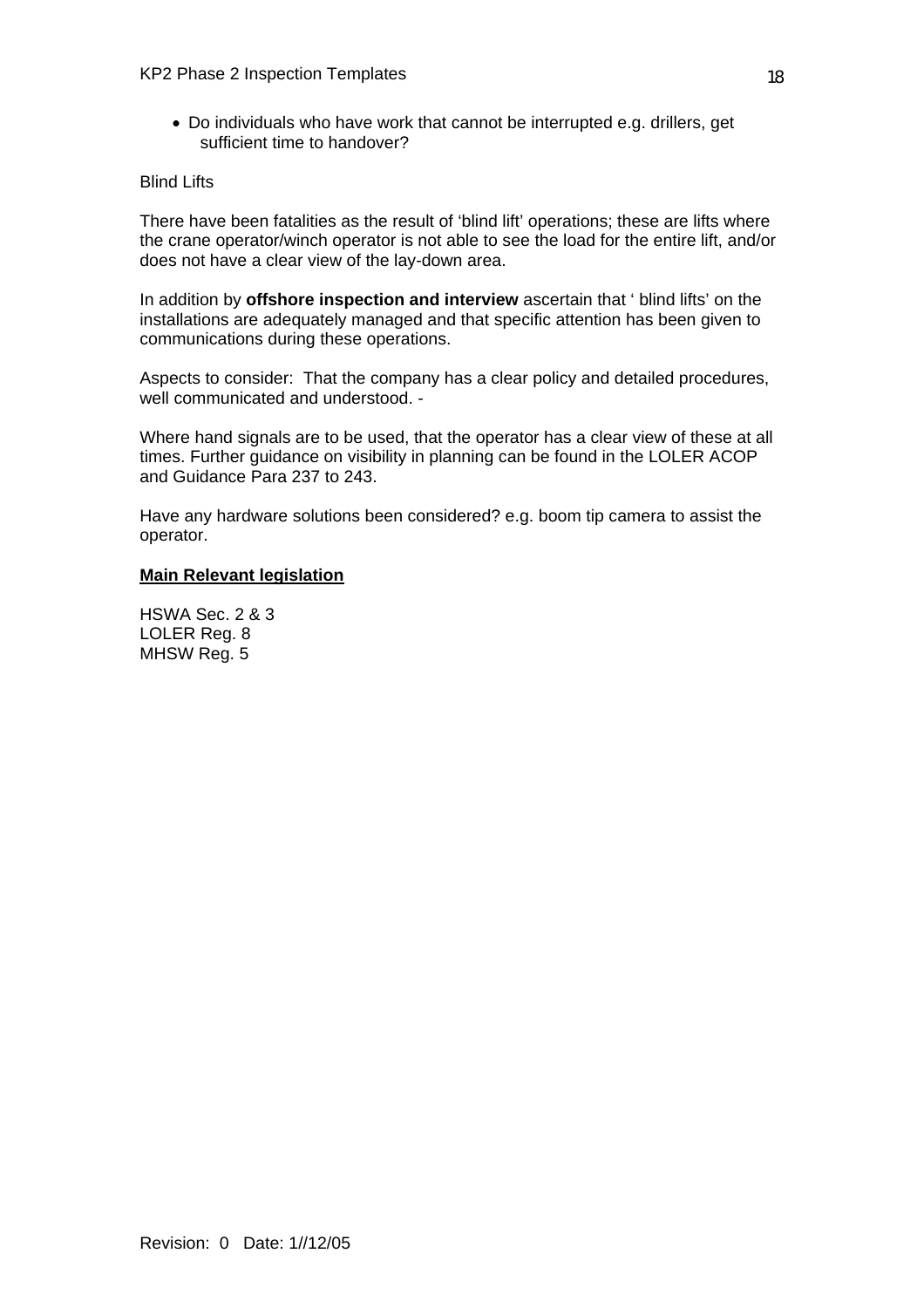- Do individuals who have work that cannot be interrupted e.g. drillers, get sufficient time to handover?

Blind Lifts

There have been fatalities as the result of 'blind lift' operations; these are lifts where the crane operator/winch operator is not able to see the load for the entire lift, and/or does not have a clear view of the lay-down area.

In addition by **offshore inspection and interview** ascertain that ' blind lifts' on the installations are adequately managed and that specific attention has been given to communications during these operations.

Aspects to consider: That the company has a clear policy and detailed procedures, well communicated and understood. -

Where hand signals are to be used, that the operator has a clear view of these at all times. Further guidance on visibility in planning can be found in the LOLER ACOP and Guidance Para 237 to 243.

Have any hardware solutions been considered? e.g. boom tip camera to assist the operator.

**Main Relevant legislation**

HSWA Sec. 2 & 3
LOLER Reg. 8
MHSW Reg. 5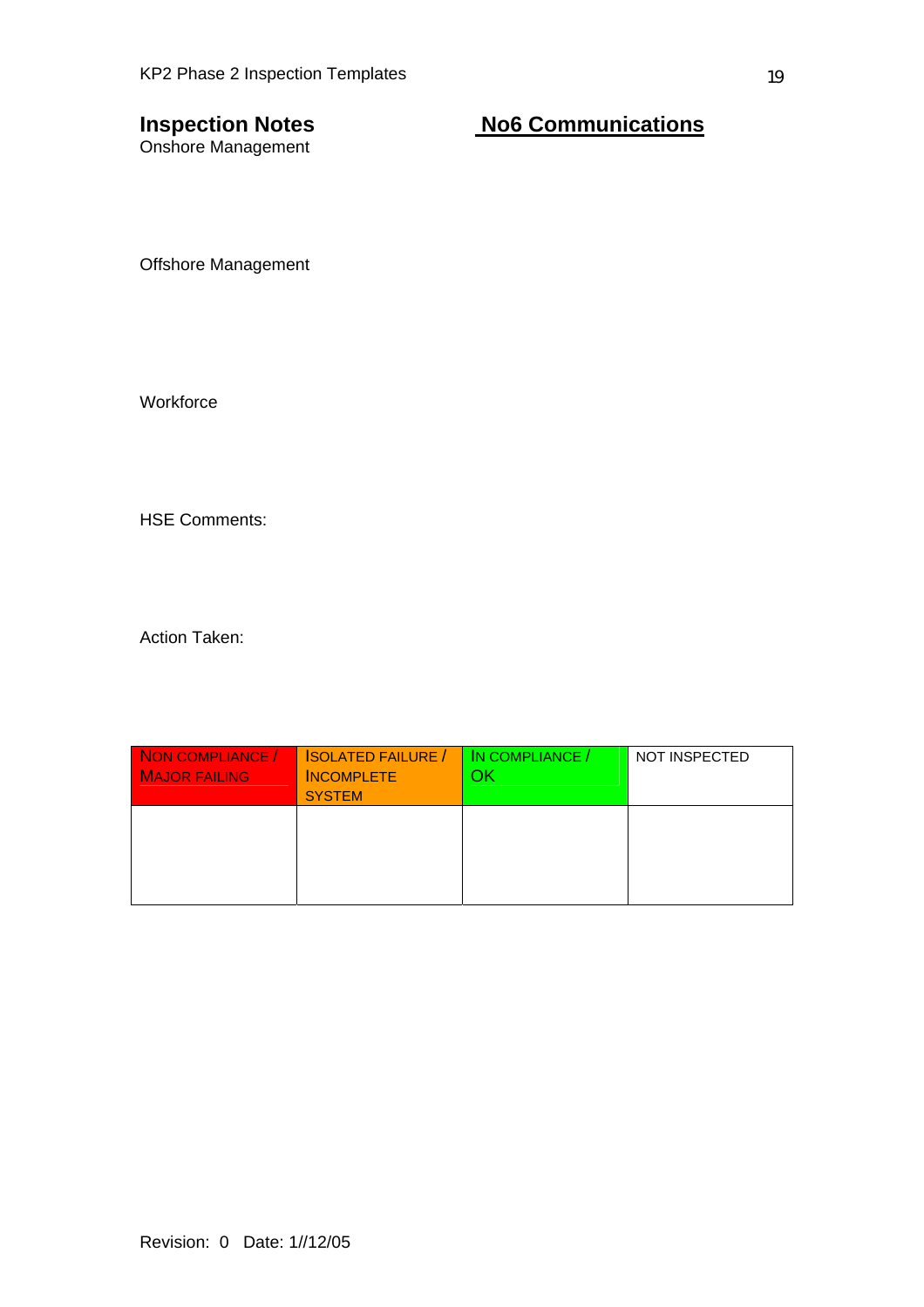## Inspection Notes

## No6 Communications

Onshore Management

Offshore Management

Workforce

HSE Comments:

Action Taken:

| NON COMPLIANCE / MAJOR FAILING | ISOLATED FAILURE / INCOMPLETE SYSTEM | IN COMPLIANCE / OK | NOT INSPECTED |
| --- | --- | --- | --- |
| | | | |

Revision: 0 Date: 1//12/05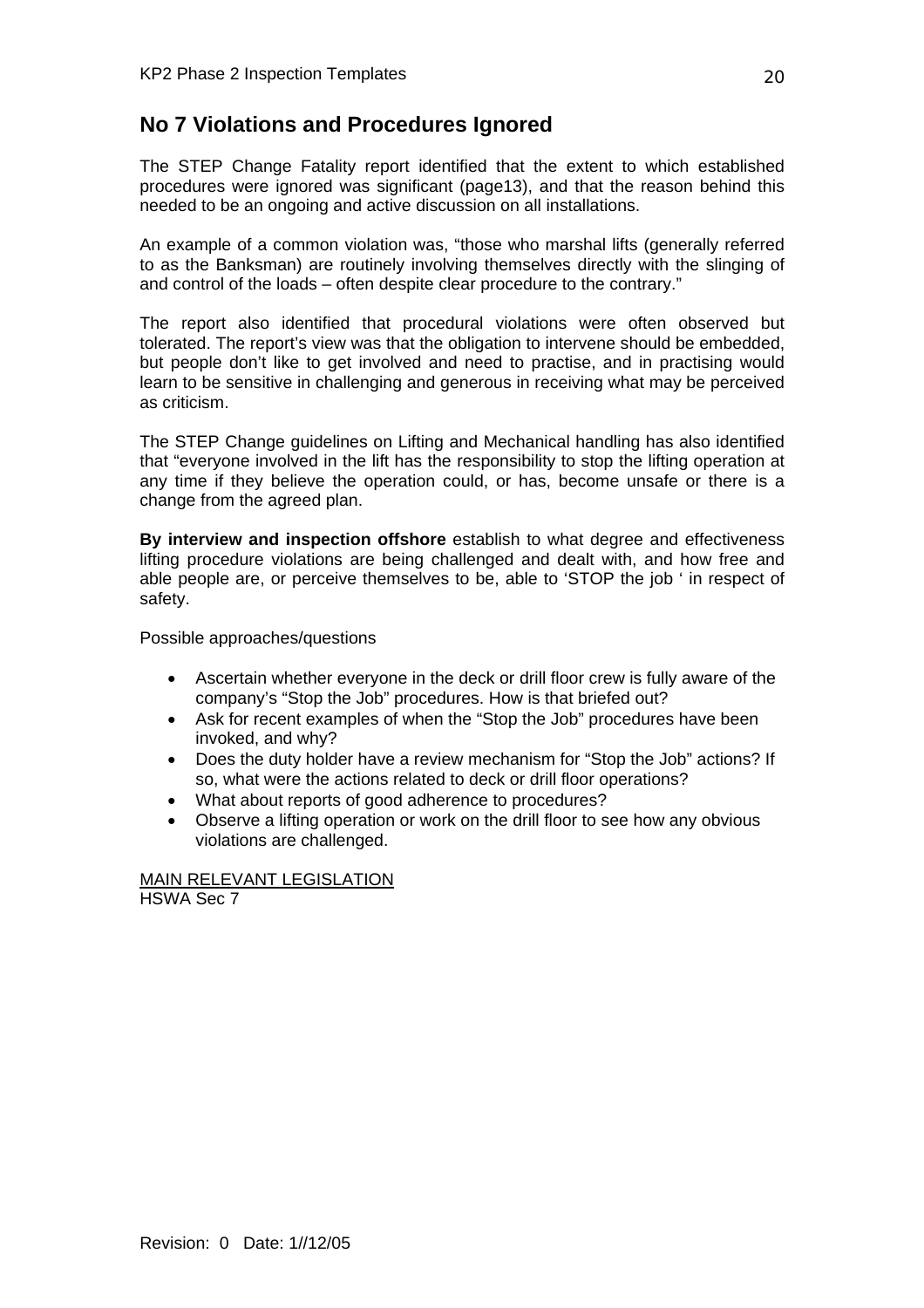## No 7 Violations and Procedures Ignored

The STEP Change Fatality report identified that the extent to which established procedures were ignored was significant (page13), and that the reason behind this needed to be an ongoing and active discussion on all installations.

An example of a common violation was, "those who marshal lifts (generally referred to as the Banksman) are routinely involving themselves directly with the slinging of and control of the loads – often despite clear procedure to the contrary."

The report also identified that procedural violations were often observed but tolerated. The report's view was that the obligation to intervene should be embedded, but people don't like to get involved and need to practise, and in practising would learn to be sensitive in challenging and generous in receiving what may be perceived as criticism.

The STEP Change guidelines on Lifting and Mechanical handling has also identified that "everyone involved in the lift has the responsibility to stop the lifting operation at any time if they believe the operation could, or has, become unsafe or there is a change from the agreed plan.

**By interview and inspection offshore** establish to what degree and effectiveness lifting procedure violations are being challenged and dealt with, and how free and able people are, or perceive themselves to be, able to 'STOP the job ' in respect of safety.

Possible approaches/questions

- Ascertain whether everyone in the deck or drill floor crew is fully aware of the company's "Stop the Job" procedures. How is that briefed out?
- Ask for recent examples of when the "Stop the Job" procedures have been invoked, and why?
- Does the duty holder have a review mechanism for "Stop the Job" actions? If so, what were the actions related to deck or drill floor operations?
- What about reports of good adherence to procedures?
- Observe a lifting operation or work on the drill floor to see how any obvious violations are challenged.

<u>MAIN RELEVANT LEGISLATION</u>
HSWA Sec 7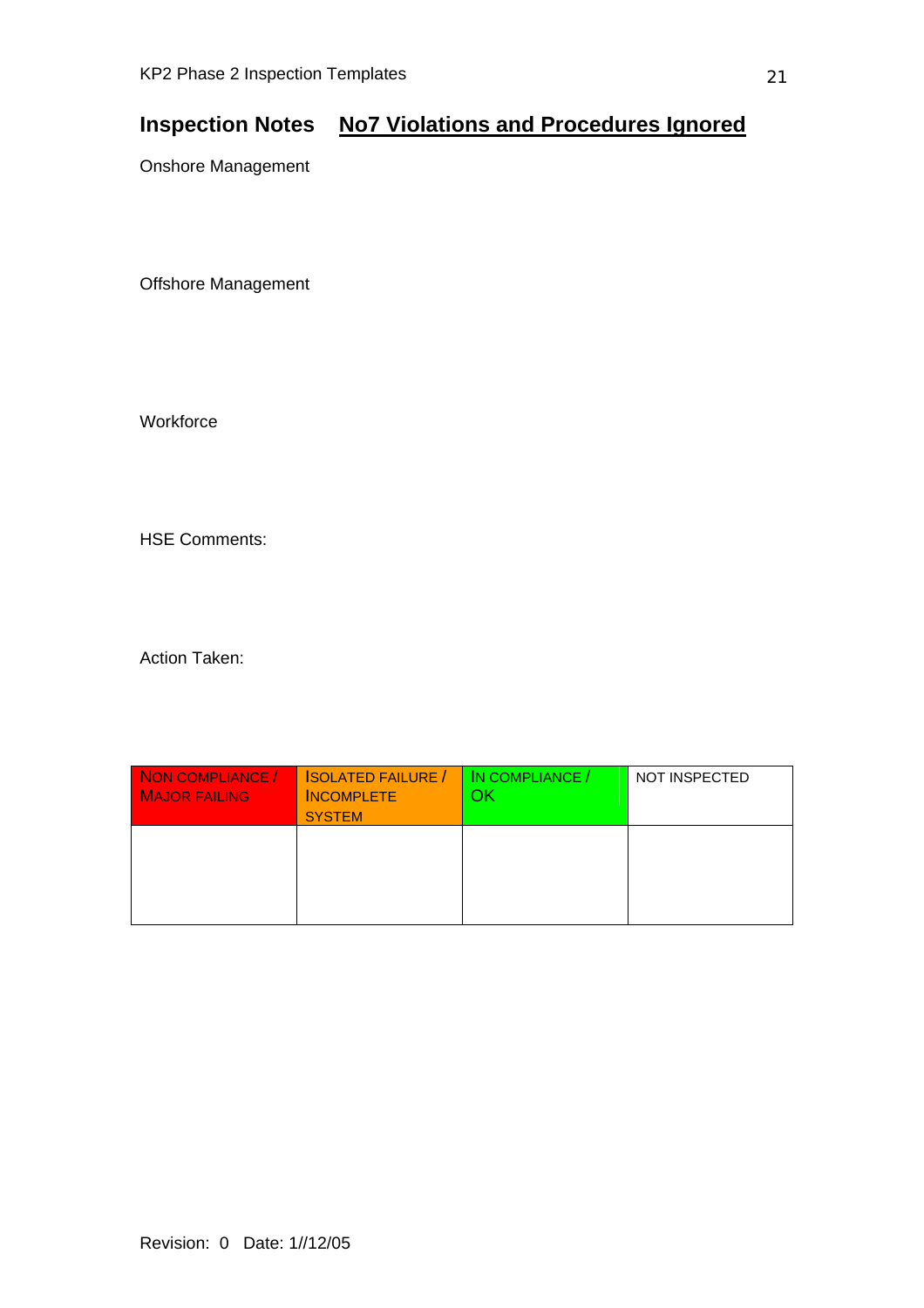## Inspection Notes No7 Violations and Procedures Ignored

Onshore Management

Offshore Management

Workforce

HSE Comments:

Action Taken:

| NON COMPLIANCE / MAJOR FAILING | ISOLATED FAILURE / INCOMPLETE SYSTEM | IN COMPLIANCE / OK | NOT INSPECTED |
|---|---|---|---|
| | | | |

Revision: 0 Date: 1//12/05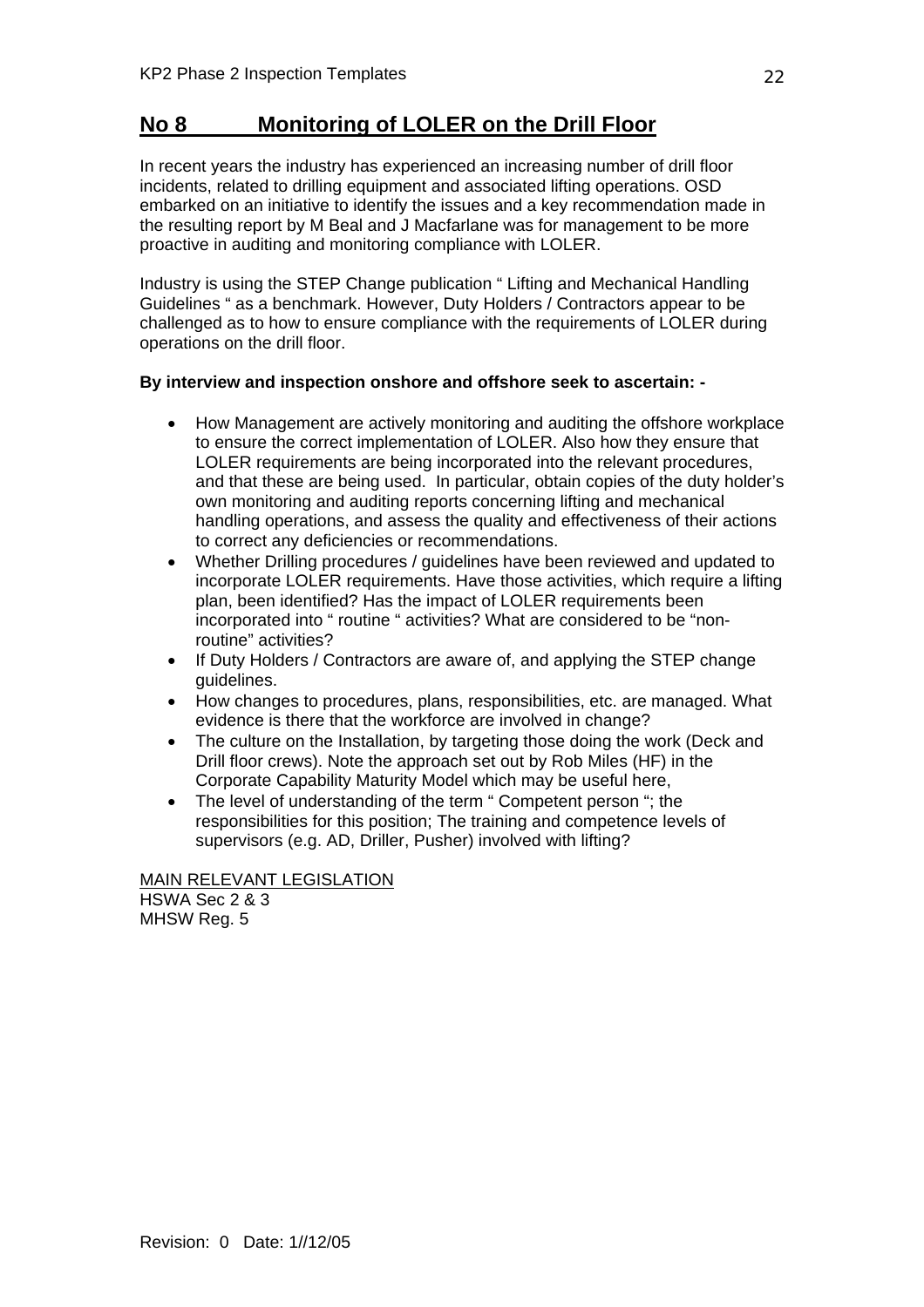## No 8 Monitoring of LOLER on the Drill Floor

In recent years the industry has experienced an increasing number of drill floor incidents, related to drilling equipment and associated lifting operations. OSD embarked on an initiative to identify the issues and a key recommendation made in the resulting report by M Beal and J Macfarlane was for management to be more proactive in auditing and monitoring compliance with LOLER.

Industry is using the STEP Change publication " Lifting and Mechanical Handling Guidelines " as a benchmark. However, Duty Holders / Contractors appear to be challenged as to how to ensure compliance with the requirements of LOLER during operations on the drill floor.

**By interview and inspection onshore and offshore seek to ascertain: -**

- How Management are actively monitoring and auditing the offshore workplace to ensure the correct implementation of LOLER. Also how they ensure that LOLER requirements are being incorporated into the relevant procedures, and that these are being used. In particular, obtain copies of the duty holder's own monitoring and auditing reports concerning lifting and mechanical handling operations, and assess the quality and effectiveness of their actions to correct any deficiencies or recommendations.
- Whether Drilling procedures / guidelines have been reviewed and updated to incorporate LOLER requirements. Have those activities, which require a lifting plan, been identified? Has the impact of LOLER requirements been incorporated into " routine " activities? What are considered to be "non-routine" activities?
- If Duty Holders / Contractors are aware of, and applying the STEP change guidelines.
- How changes to procedures, plans, responsibilities, etc. are managed. What evidence is there that the workforce are involved in change?
- The culture on the Installation, by targeting those doing the work (Deck and Drill floor crews). Note the approach set out by Rob Miles (HF) in the Corporate Capability Maturity Model which may be useful here,
- The level of understanding of the term " Competent person "; the responsibilities for this position; The training and competence levels of supervisors (e.g. AD, Driller, Pusher) involved with lifting?

MAIN RELEVANT LEGISLATION
HSWA Sec 2 & 3
MHSW Reg. 5

Revision: 0 Date: 1//12/05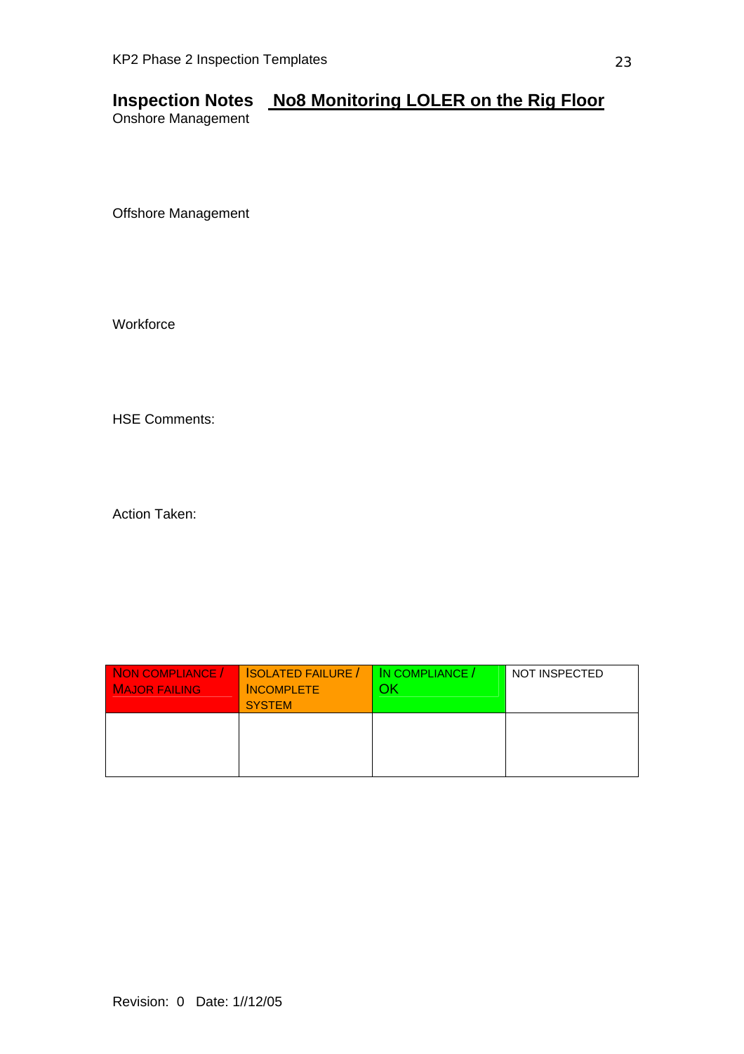## Inspection Notes **No8 Monitoring LOLER on the Rig Floor**

Onshore Management

Offshore Management

Workforce

HSE Comments:

Action Taken:

| NON COMPLIANCE / MAJOR FAILING | ISOLATED FAILURE / INCOMPLETE SYSTEM | IN COMPLIANCE / OK | NOT INSPECTED |
|---|---|---|---|
| | | | |

Revision: 0 Date: 1//12/05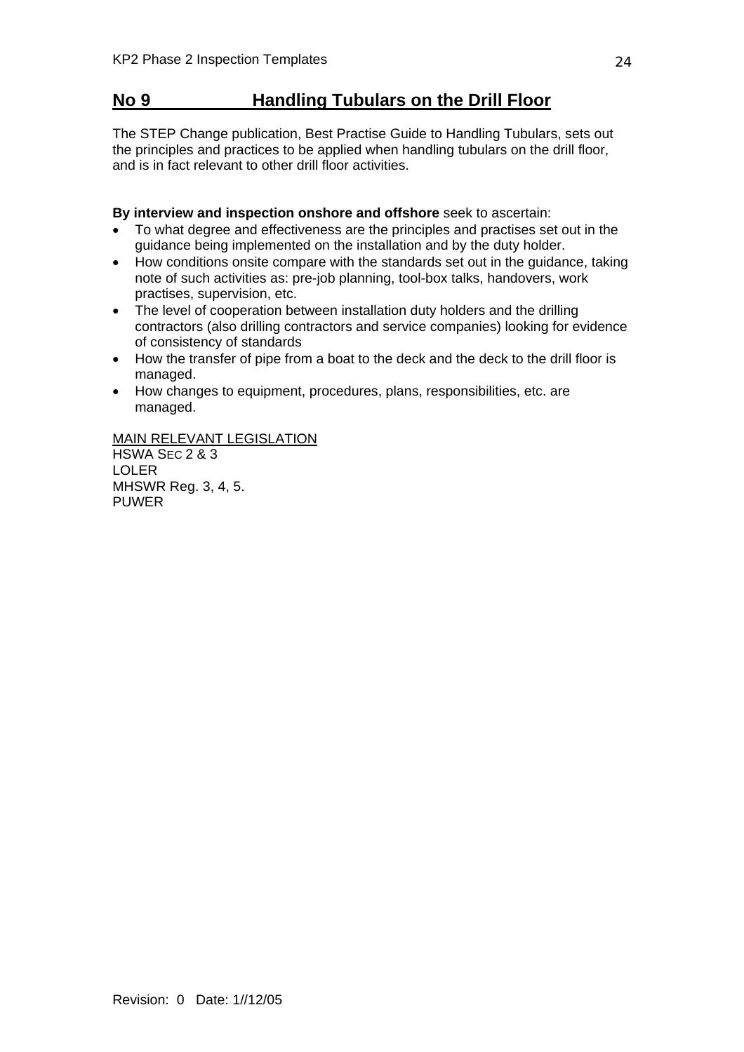## No 9 Handling Tubulars on the Drill Floor

The STEP Change publication, Best Practise Guide to Handling Tubulars, sets out the principles and practices to be applied when handling tubulars on the drill floor, and is in fact relevant to other drill floor activities.

**By interview and inspection onshore and offshore** seek to ascertain:

- To what degree and effectiveness are the principles and practises set out in the guidance being implemented on the installation and by the duty holder.
- How conditions onsite compare with the standards set out in the guidance, taking note of such activities as: pre-job planning, tool-box talks, handovers, work practises, supervision, etc.
- The level of cooperation between installation duty holders and the drilling contractors (also drilling contractors and service companies) looking for evidence of consistency of standards
- How the transfer of pipe from a boat to the deck and the deck to the drill floor is managed.
- How changes to equipment, procedures, plans, responsibilities, etc. are managed.

MAIN RELEVANT LEGISLATION

HSWA SEC 2 & 3
LOLER
MHSWR Reg. 3, 4, 5.
PUWER

Revision: 0 Date: 1//12/05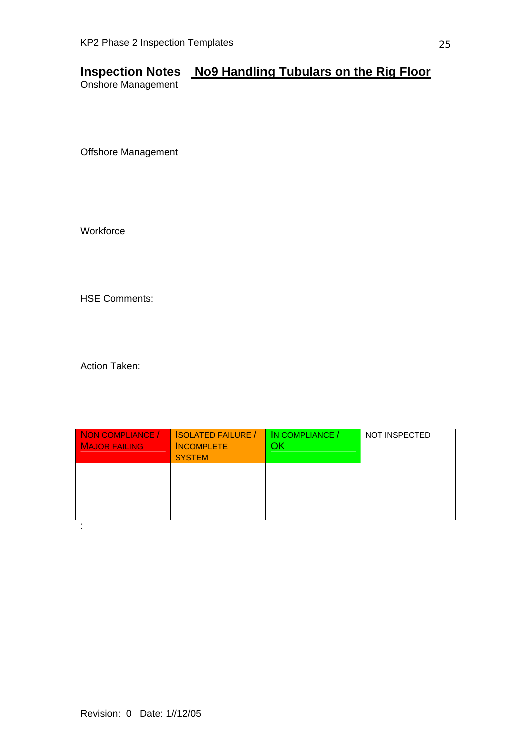# Inspection Notes  No9 Handling Tubulars on the Rig Floor

Onshore Management

Offshore Management

Workforce

HSE Comments:

Action Taken:

| NON COMPLIANCE / MAJOR FAILING | ISOLATED FAILURE / INCOMPLETE SYSTEM | IN COMPLIANCE / OK | NOT INSPECTED |
|---|---|---|---|
| | | | |

: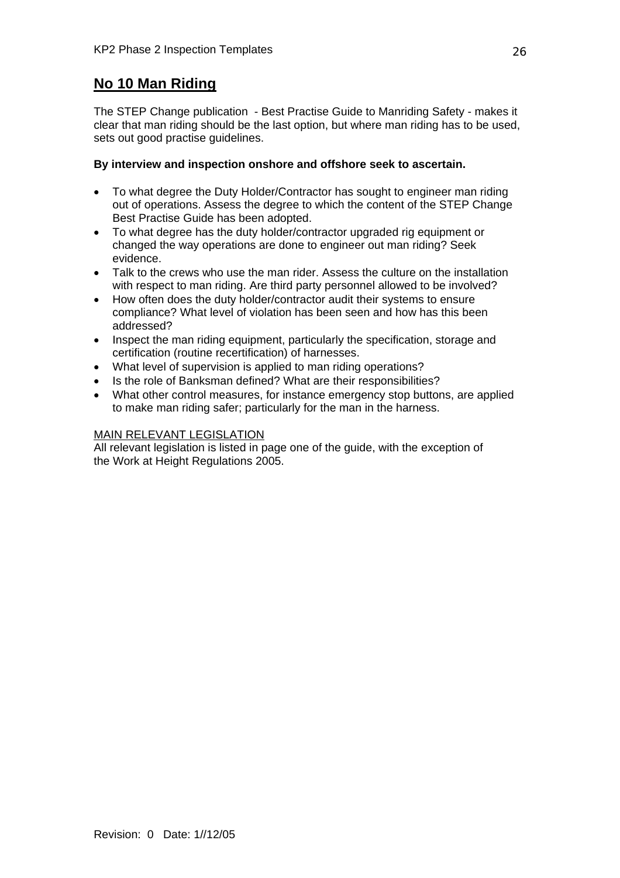## No 10 Man Riding

The STEP Change publication - Best Practise Guide to Manriding Safety - makes it clear that man riding should be the last option, but where man riding has to be used, sets out good practise guidelines.

**By interview and inspection onshore and offshore seek to ascertain.**

- To what degree the Duty Holder/Contractor has sought to engineer man riding out of operations. Assess the degree to which the content of the STEP Change Best Practise Guide has been adopted.
- To what degree has the duty holder/contractor upgraded rig equipment or changed the way operations are done to engineer out man riding? Seek evidence.
- Talk to the crews who use the man rider. Assess the culture on the installation with respect to man riding. Are third party personnel allowed to be involved?
- How often does the duty holder/contractor audit their systems to ensure compliance? What level of violation has been seen and how has this been addressed?
- Inspect the man riding equipment, particularly the specification, storage and certification (routine recertification) of harnesses.
- What level of supervision is applied to man riding operations?
- Is the role of Banksman defined? What are their responsibilities?
- What other control measures, for instance emergency stop buttons, are applied to make man riding safer; particularly for the man in the harness.

<u>MAIN RELEVANT LEGISLATION</u>
All relevant legislation is listed in page one of the guide, with the exception of the Work at Height Regulations 2005.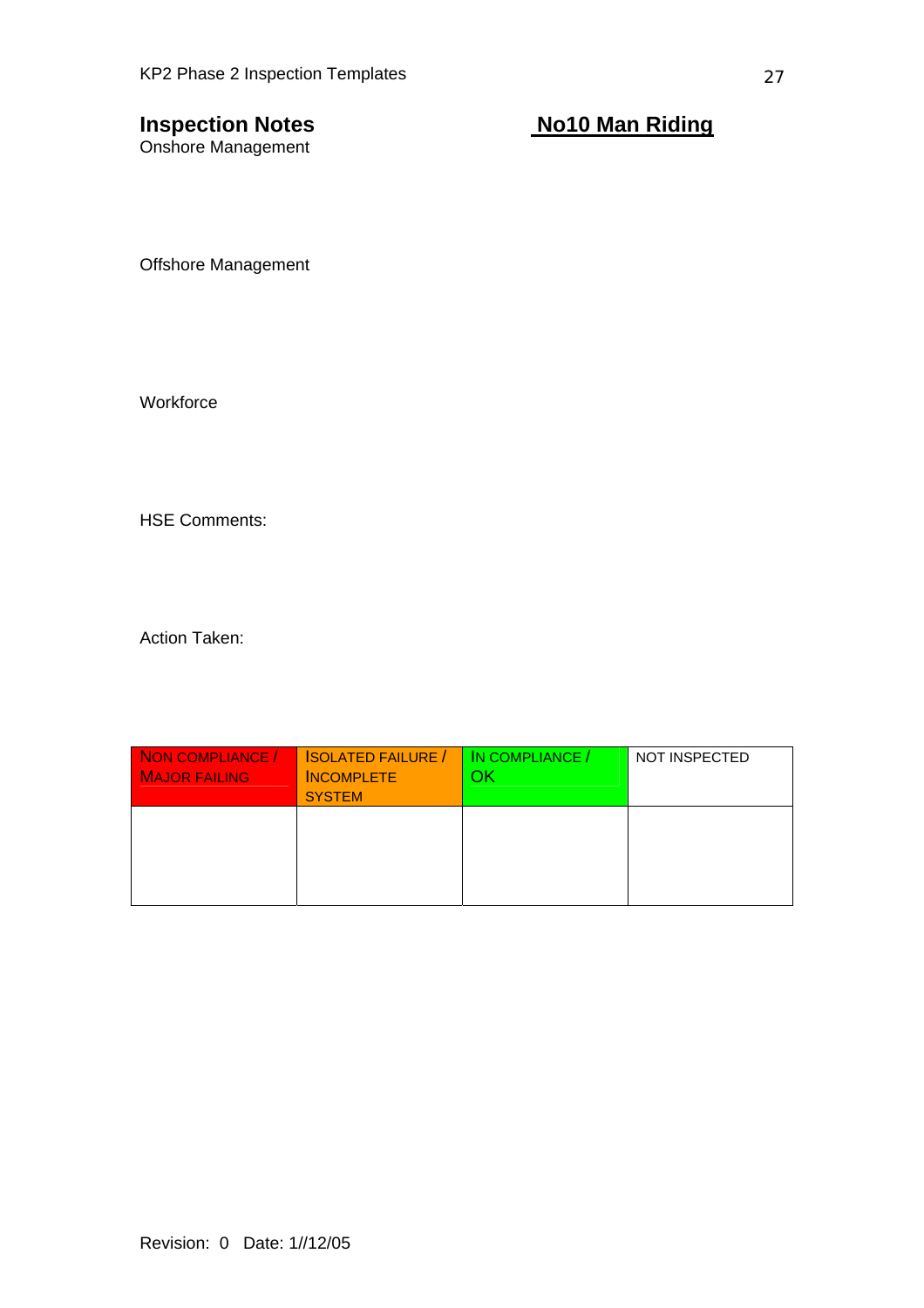## Inspection Notes

## No10 Man Riding

Onshore Management

Offshore Management

Workforce

HSE Comments:

Action Taken:

| NON COMPLIANCE / MAJOR FAILING | ISOLATED FAILURE / INCOMPLETE SYSTEM | IN COMPLIANCE / OK | NOT INSPECTED |
|---|---|---|---|
| | | | |

Revision: 0 Date: 1//12/05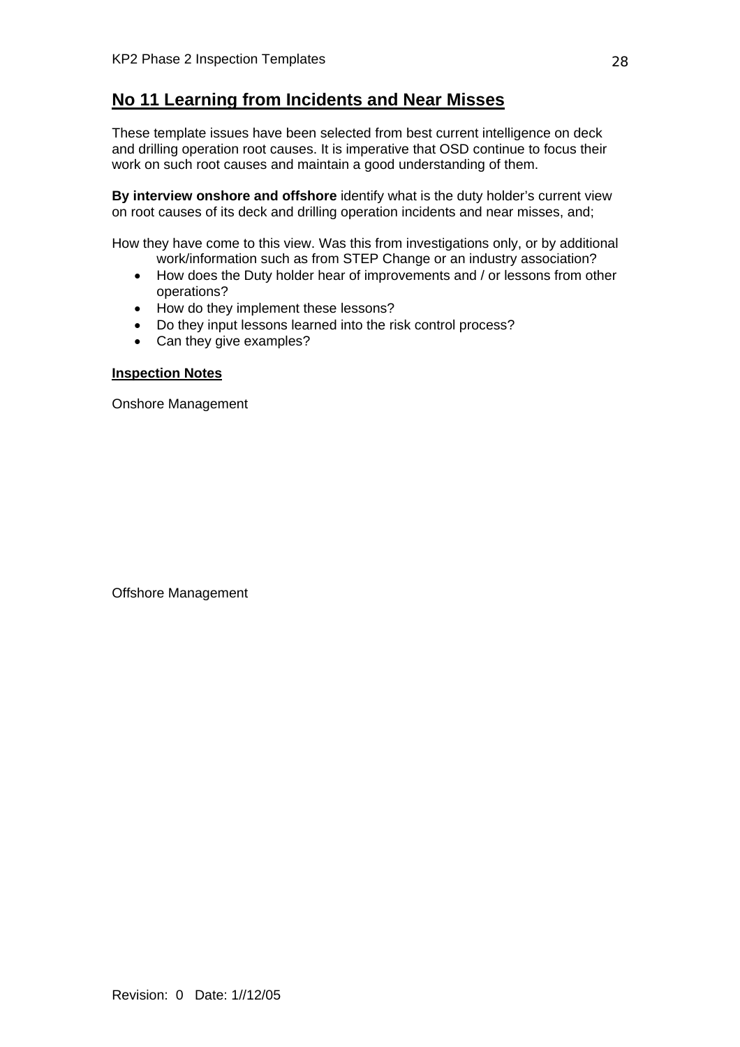## No 11 Learning from Incidents and Near Misses

These template issues have been selected from best current intelligence on deck and drilling operation root causes. It is imperative that OSD continue to focus their work on such root causes and maintain a good understanding of them.

**By interview onshore and offshore** identify what is the duty holder's current view on root causes of its deck and drilling operation incidents and near misses, and;

How they have come to this view. Was this from investigations only, or by additional work/information such as from STEP Change or an industry association?

- How does the Duty holder hear of improvements and / or lessons from other operations?
- How do they implement these lessons?
- Do they input lessons learned into the risk control process?
- Can they give examples?

**Inspection Notes**

Onshore Management

Offshore Management

Revision: 0 Date: 1//12/05